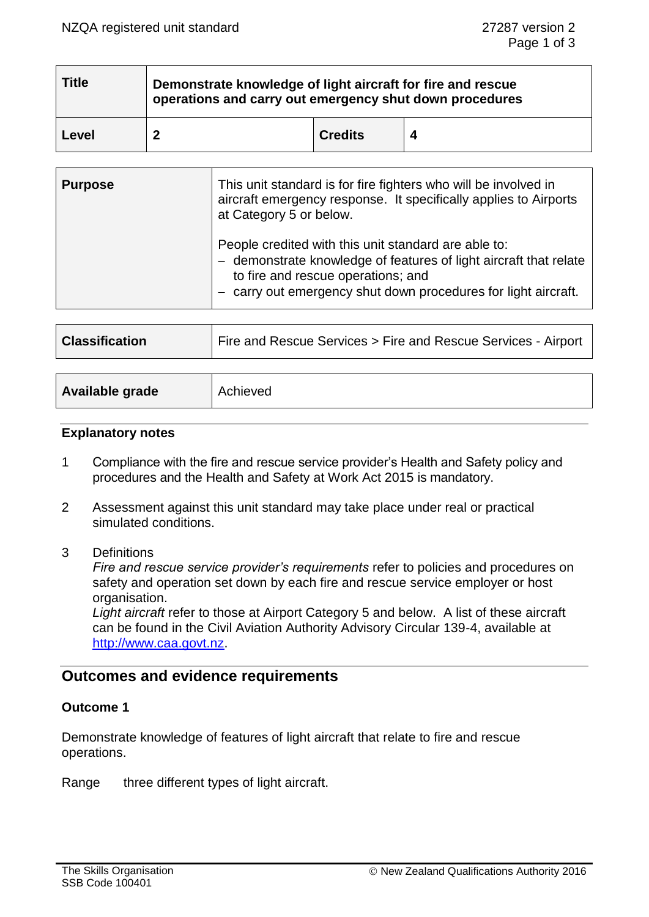| Title | Demonstrate knowledge of light aircraft for fire and rescue operations and carry out emergency shut down procedures | | |
|---|---|---|---|
| Level | 2 | Credits | 4 |

| Purpose | This unit standard is for fire fighters who will be involved in aircraft emergency response. It specifically applies to Airports at Category 5 or below.<br><br>People credited with this unit standard are able to:<br>– demonstrate knowledge of features of light aircraft that relate to fire and rescue operations; and<br>– carry out emergency shut down procedures for light aircraft. |
|---|---|

| Classification | Fire and Rescue Services > Fire and Rescue Services - Airport |
|---|---|

| Available grade | Achieved |
|---|---|

### Explanatory notes

1. Compliance with the fire and rescue service provider's Health and Safety policy and procedures and the Health and Safety at Work Act 2015 is mandatory.

2. Assessment against this unit standard may take place under real or practical simulated conditions.

3. Definitions
   *Fire and rescue service provider's requirements* refer to policies and procedures on safety and operation set down by each fire and rescue service employer or host organisation.
   *Light aircraft* refer to those at Airport Category 5 and below. A list of these aircraft can be found in the Civil Aviation Authority Advisory Circular 139-4, available at http://www.caa.govt.nz.

## Outcomes and evidence requirements

### Outcome 1

Demonstrate knowledge of features of light aircraft that relate to fire and rescue operations.

Range three different types of light aircraft.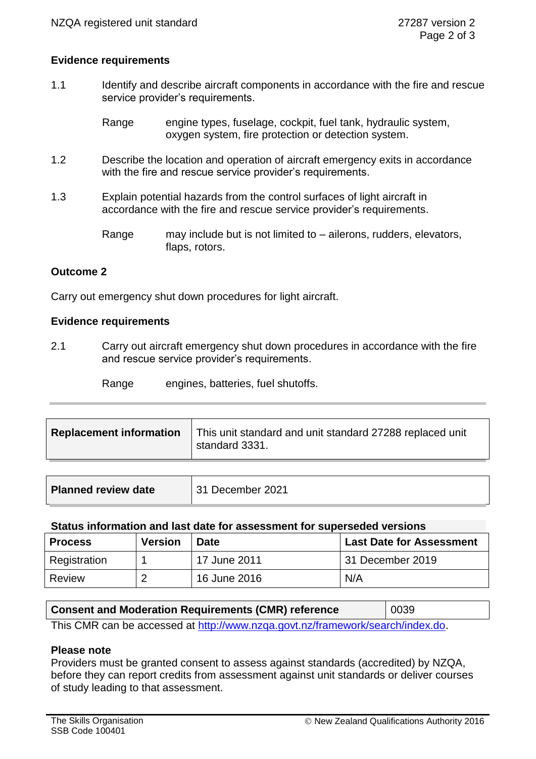### Evidence requirements

1.1 Identify and describe aircraft components in accordance with the fire and rescue service provider's requirements.

Range engine types, fuselage, cockpit, fuel tank, hydraulic system, oxygen system, fire protection or detection system.

1.2 Describe the location and operation of aircraft emergency exits in accordance with the fire and rescue service provider's requirements.

1.3 Explain potential hazards from the control surfaces of light aircraft in accordance with the fire and rescue service provider's requirements.

Range may include but is not limited to – ailerons, rudders, elevators, flaps, rotors.

## Outcome 2

Carry out emergency shut down procedures for light aircraft.

### Evidence requirements

2.1 Carry out aircraft emergency shut down procedures in accordance with the fire and rescue service provider's requirements.

Range engines, batteries, fuel shutoffs.

| Replacement information | This unit standard and unit standard 27288 replaced unit standard 3331. |
|---|---|

| Planned review date | 31 December 2021 |
|---|---|

**Status information and last date for assessment for superseded versions**

| Process | Version | Date | Last Date for Assessment |
|---|---|---|---|
| Registration | 1 | 17 June 2011 | 31 December 2019 |
| Review | 2 | 16 June 2016 | N/A |

| Consent and Moderation Requirements (CMR) reference | 0039 |
|---|---|

This CMR can be accessed at http://www.nzqa.govt.nz/framework/search/index.do.

**Please note**

Providers must be granted consent to assess against standards (accredited) by NZQA, before they can report credits from assessment against unit standards or deliver courses of study leading to that assessment.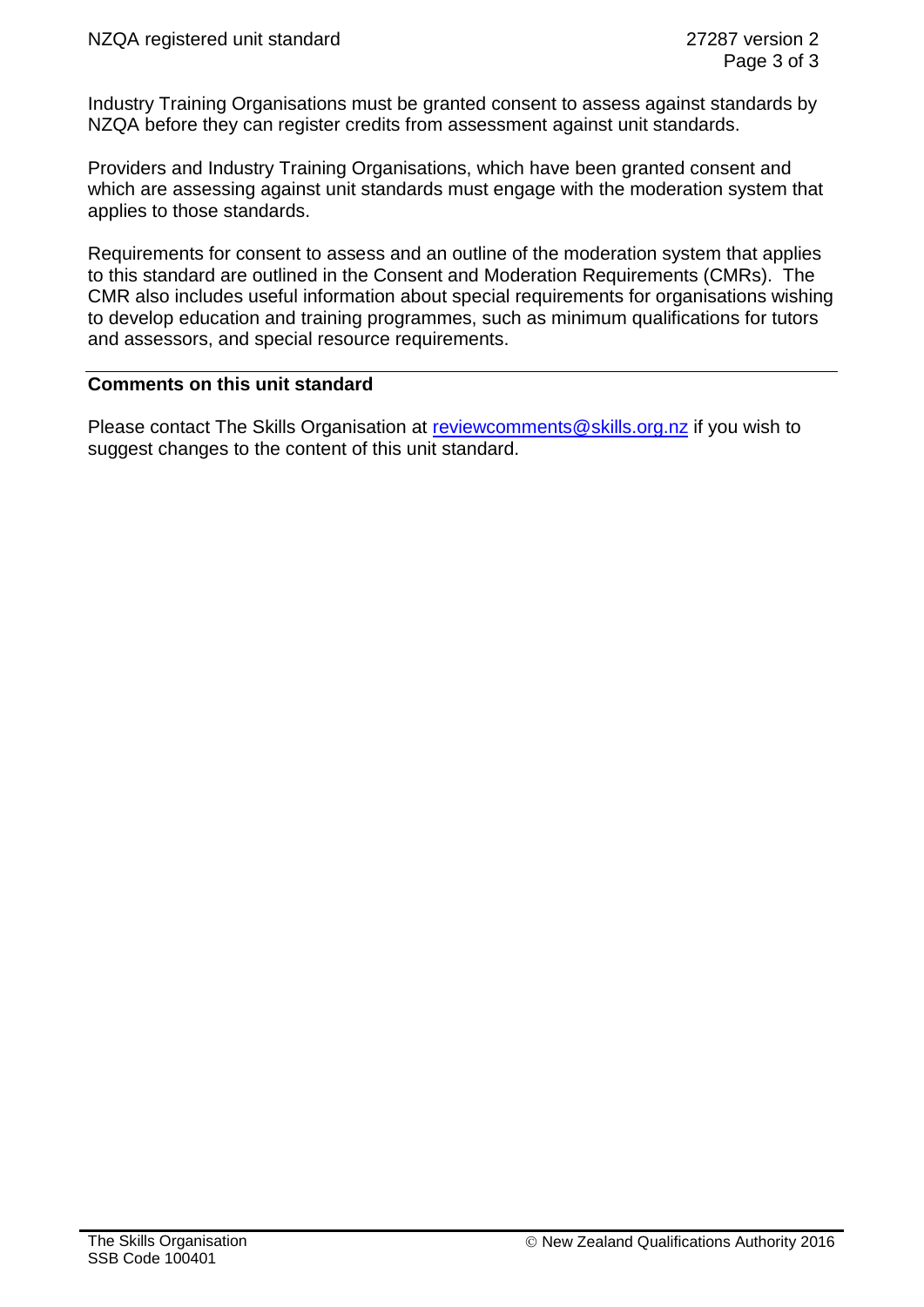Industry Training Organisations must be granted consent to assess against standards by NZQA before they can register credits from assessment against unit standards.

Providers and Industry Training Organisations, which have been granted consent and which are assessing against unit standards must engage with the moderation system that applies to those standards.

Requirements for consent to assess and an outline of the moderation system that applies to this standard are outlined in the Consent and Moderation Requirements (CMRs). The CMR also includes useful information about special requirements for organisations wishing to develop education and training programmes, such as minimum qualifications for tutors and assessors, and special resource requirements.

## Comments on this unit standard

Please contact The Skills Organisation at reviewcomments@skills.org.nz if you wish to suggest changes to the content of this unit standard.